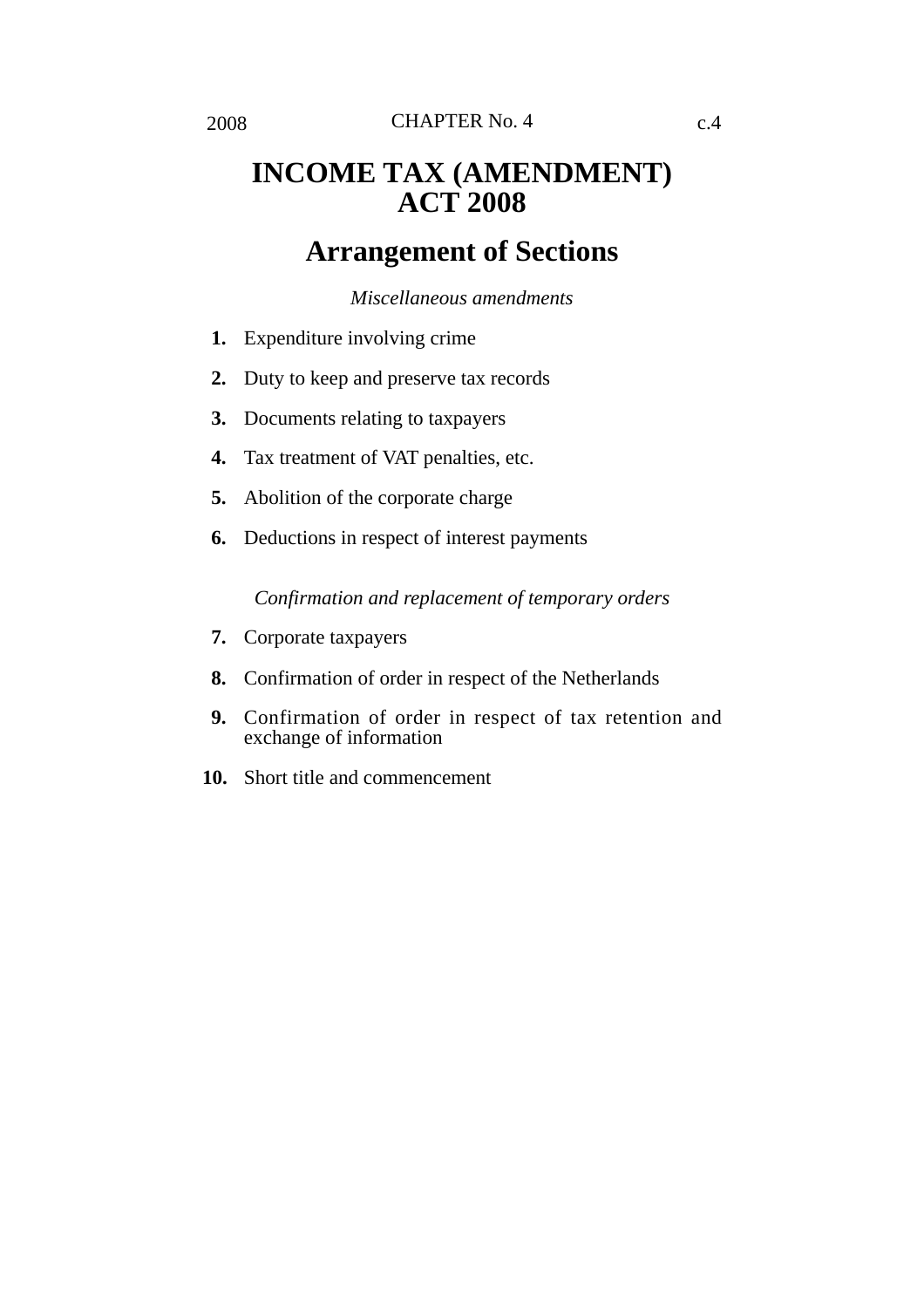# INCOME TAX (AMENDMENT) ACT 2008

## Arrangement of Sections

*Miscellaneous amendments*

**1.** Expenditure involving crime

**2.** Duty to keep and preserve tax records

**3.** Documents relating to taxpayers

**4.** Tax treatment of VAT penalties, etc.

**5.** Abolition of the corporate charge

**6.** Deductions in respect of interest payments

*Confirmation and replacement of temporary orders*

**7.** Corporate taxpayers

**8.** Confirmation of order in respect of the Netherlands

**9.** Confirmation of order in respect of tax retention and exchange of information

**10.** Short title and commencement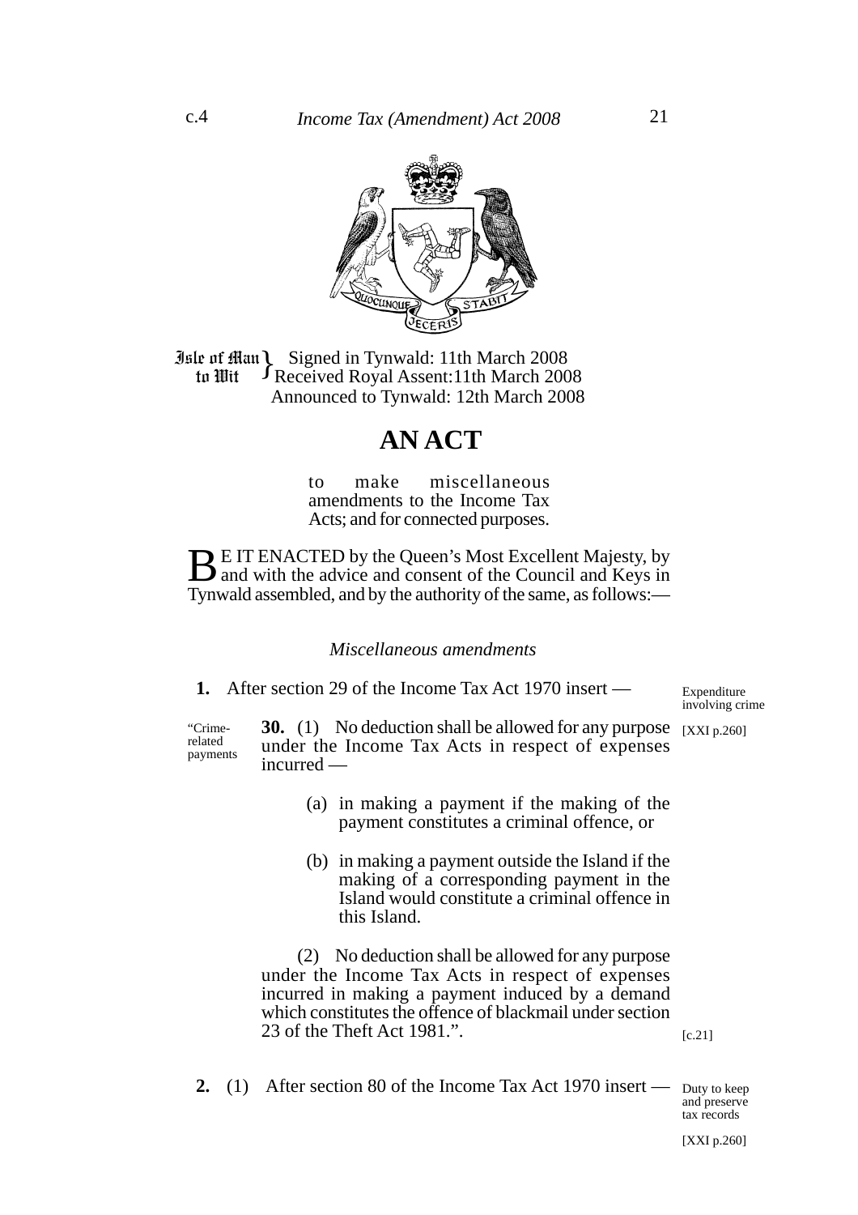Isle of Man to Wit } Signed in Tynwald: 11th March 2008
Received Royal Assent:11th March 2008
Announced to Tynwald: 12th March 2008

# AN ACT

to make miscellaneous amendments to the Income Tax Acts; and for connected purposes.

BE IT ENACTED by the Queen's Most Excellent Majesty, by and with the advice and consent of the Council and Keys in Tynwald assembled, and by the authority of the same, as follows:—

*Miscellaneous amendments*

Expenditure involving crime

[XXI p.260]

**1.** After section 29 of the Income Tax Act 1970 insert —

"Crime-related payments

**30.** (1) No deduction shall be allowed for any purpose under the Income Tax Acts in respect of expenses incurred —

(a) in making a payment if the making of the payment constitutes a criminal offence, or

(b) in making a payment outside the Island if the making of a corresponding payment in the Island would constitute a criminal offence in this Island.

(2) No deduction shall be allowed for any purpose under the Income Tax Acts in respect of expenses incurred in making a payment induced by a demand which constitutes the offence of blackmail under section 23 of the Theft Act 1981.".

[c.21]

Duty to keep and preserve tax records

[XXI p.260]

**2.** (1) After section 80 of the Income Tax Act 1970 insert —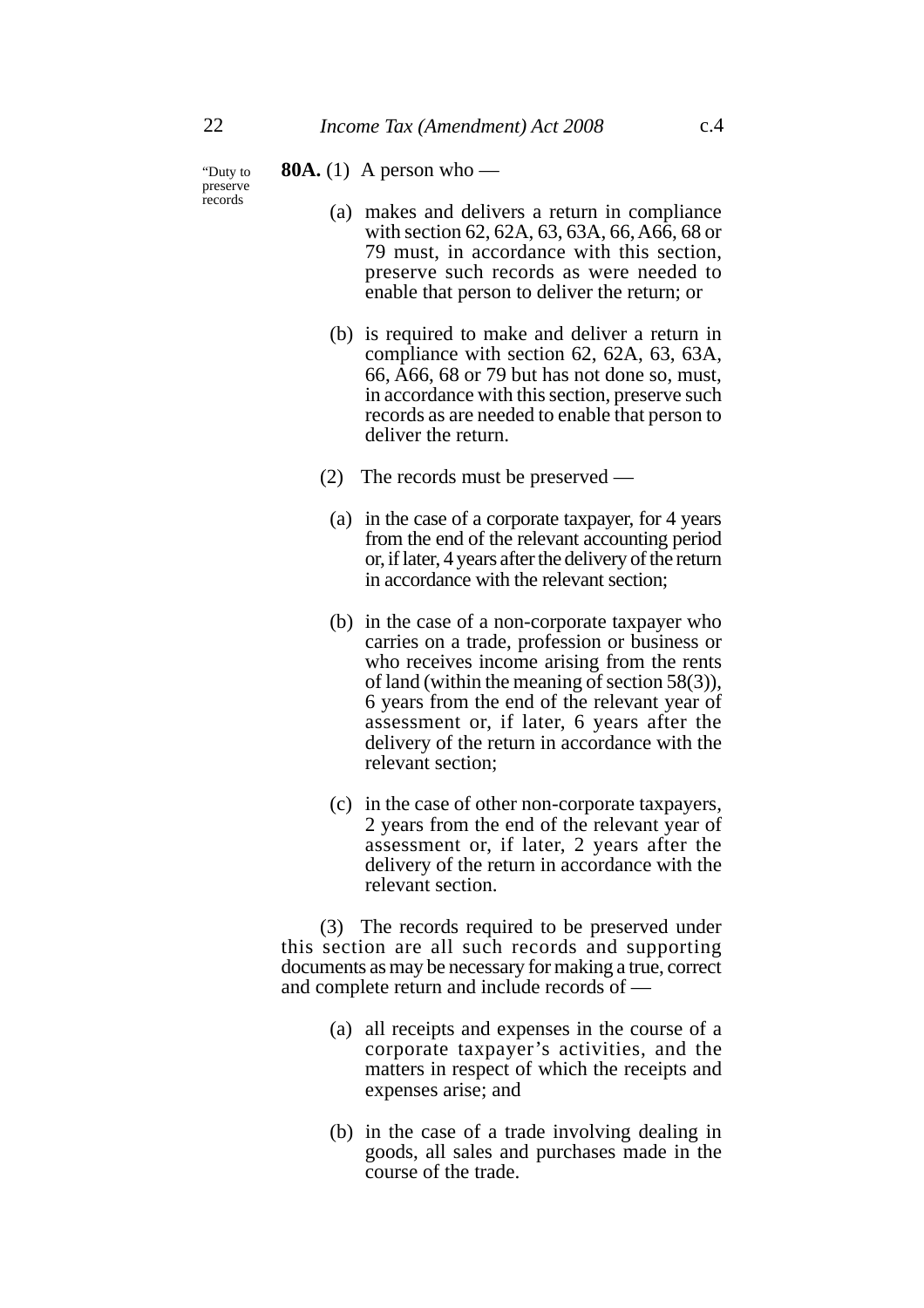“Duty to preserve records

**80A.** (1) A person who —

(a) makes and delivers a return in compliance with section 62, 62A, 63, 63A, 66, A66, 68 or 79 must, in accordance with this section, preserve such records as were needed to enable that person to deliver the return; or

(b) is required to make and deliver a return in compliance with section 62, 62A, 63, 63A, 66, A66, 68 or 79 but has not done so, must, in accordance with this section, preserve such records as are needed to enable that person to deliver the return.

(2) The records must be preserved —

(a) in the case of a corporate taxpayer, for 4 years from the end of the relevant accounting period or, if later, 4 years after the delivery of the return in accordance with the relevant section;

(b) in the case of a non-corporate taxpayer who carries on a trade, profession or business or who receives income arising from the rents of land (within the meaning of section 58(3)), 6 years from the end of the relevant year of assessment or, if later, 6 years after the delivery of the return in accordance with the relevant section;

(c) in the case of other non-corporate taxpayers, 2 years from the end of the relevant year of assessment or, if later, 2 years after the delivery of the return in accordance with the relevant section.

(3) The records required to be preserved under this section are all such records and supporting documents as may be necessary for making a true, correct and complete return and include records of —

(a) all receipts and expenses in the course of a corporate taxpayer’s activities, and the matters in respect of which the receipts and expenses arise; and

(b) in the case of a trade involving dealing in goods, all sales and purchases made in the course of the trade.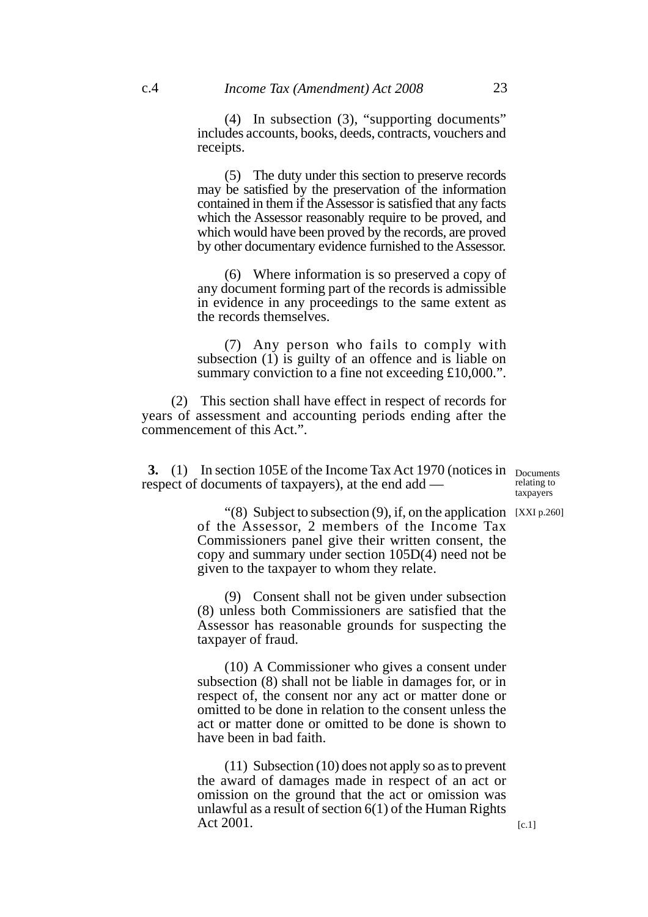(4) In subsection (3), "supporting documents" includes accounts, books, deeds, contracts, vouchers and receipts.

(5) The duty under this section to preserve records may be satisfied by the preservation of the information contained in them if the Assessor is satisfied that any facts which the Assessor reasonably require to be proved, and which would have been proved by the records, are proved by other documentary evidence furnished to the Assessor.

(6) Where information is so preserved a copy of any document forming part of the records is admissible in evidence in any proceedings to the same extent as the records themselves.

(7) Any person who fails to comply with subsection (1) is guilty of an offence and is liable on summary conviction to a fine not exceeding £10,000.".

(2) This section shall have effect in respect of records for years of assessment and accounting periods ending after the commencement of this Act.".

Documents relating to taxpayers

**3.** (1) In section 105E of the Income Tax Act 1970 (notices in respect of documents of taxpayers), at the end add —

[XXI p.260]

"(8) Subject to subsection (9), if, on the application of the Assessor, 2 members of the Income Tax Commissioners panel give their written consent, the copy and summary under section 105D(4) need not be given to the taxpayer to whom they relate.

(9) Consent shall not be given under subsection (8) unless both Commissioners are satisfied that the Assessor has reasonable grounds for suspecting the taxpayer of fraud.

(10) A Commissioner who gives a consent under subsection (8) shall not be liable in damages for, or in respect of, the consent nor any act or matter done or omitted to be done in relation to the consent unless the act or matter done or omitted to be done is shown to have been in bad faith.

(11) Subsection (10) does not apply so as to prevent the award of damages made in respect of an act or omission on the ground that the act or omission was unlawful as a result of section 6(1) of the Human Rights Act 2001.

[c.1]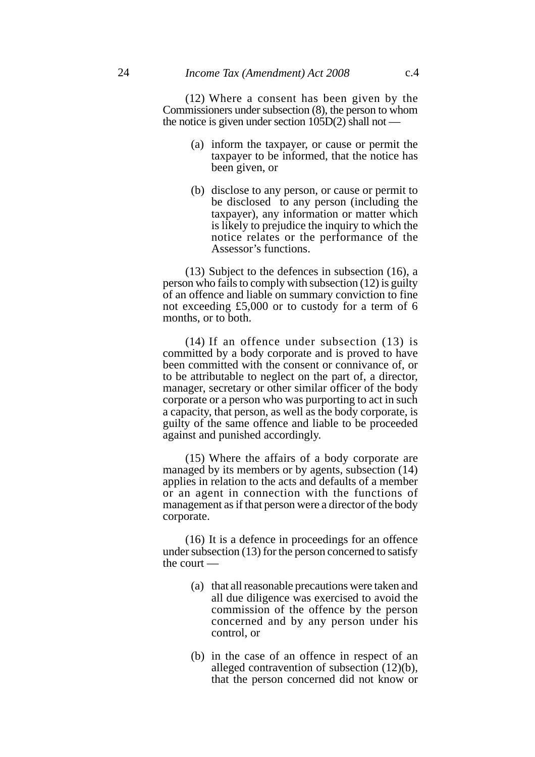(12) Where a consent has been given by the Commissioners under subsection (8), the person to whom the notice is given under section 105D(2) shall not —

(a) inform the taxpayer, or cause or permit the taxpayer to be informed, that the notice has been given, or

(b) disclose to any person, or cause or permit to be disclosed to any person (including the taxpayer), any information or matter which is likely to prejudice the inquiry to which the notice relates or the performance of the Assessor's functions.

(13) Subject to the defences in subsection (16), a person who fails to comply with subsection (12) is guilty of an offence and liable on summary conviction to fine not exceeding £5,000 or to custody for a term of 6 months, or to both.

(14) If an offence under subsection (13) is committed by a body corporate and is proved to have been committed with the consent or connivance of, or to be attributable to neglect on the part of, a director, manager, secretary or other similar officer of the body corporate or a person who was purporting to act in such a capacity, that person, as well as the body corporate, is guilty of the same offence and liable to be proceeded against and punished accordingly.

(15) Where the affairs of a body corporate are managed by its members or by agents, subsection (14) applies in relation to the acts and defaults of a member or an agent in connection with the functions of management as if that person were a director of the body corporate.

(16) It is a defence in proceedings for an offence under subsection (13) for the person concerned to satisfy the court —

(a) that all reasonable precautions were taken and all due diligence was exercised to avoid the commission of the offence by the person concerned and by any person under his control, or

(b) in the case of an offence in respect of an alleged contravention of subsection (12)(b), that the person concerned did not know or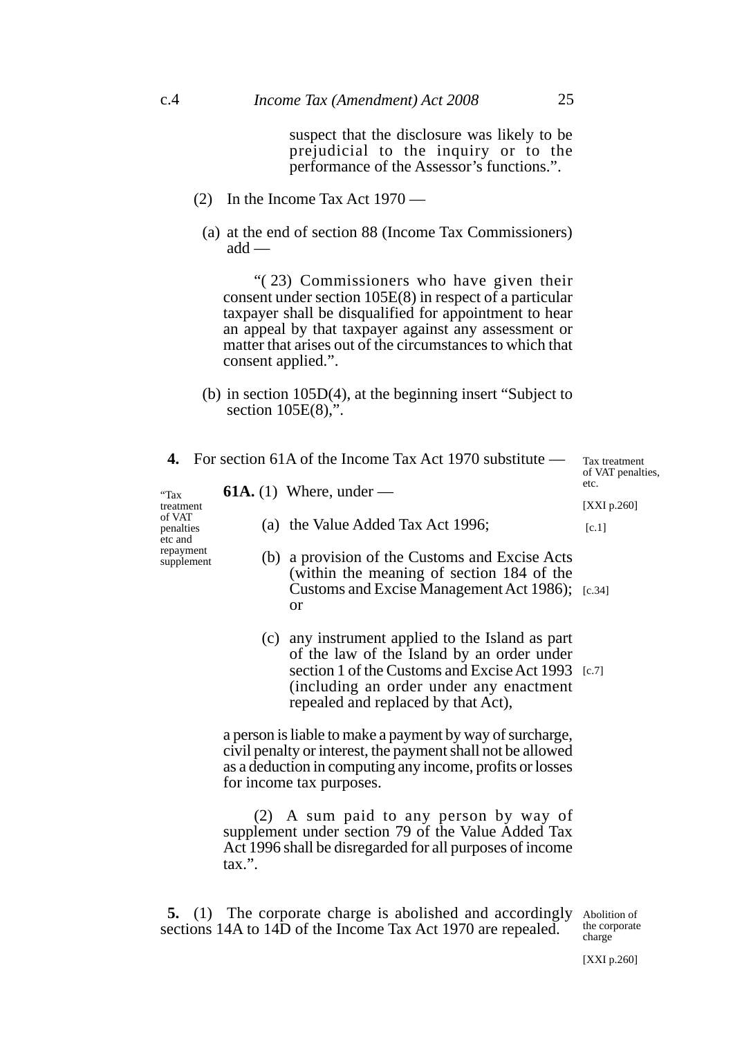suspect that the disclosure was likely to be prejudicial to the inquiry or to the performance of the Assessor's functions.".

(2) In the Income Tax Act 1970 —

(a) at the end of section 88 (Income Tax Commissioners) add —

"(23) Commissioners who have given their consent under section 105E(8) in respect of a particular taxpayer shall be disqualified for appointment to hear an appeal by that taxpayer against any assessment or matter that arises out of the circumstances to which that consent applied.".

(b) in section 105D(4), at the beginning insert "Subject to section 105E(8),".

**4.** For section 61A of the Income Tax Act 1970 substitute —

*Tax treatment of VAT penalties, etc.*

[XXI p.260]

"Tax treatment of VAT penalties etc and repayment supplement

**61A.** (1) Where, under —

(a) the Value Added Tax Act 1996; [c.1]

(b) a provision of the Customs and Excise Acts (within the meaning of section 184 of the Customs and Excise Management Act 1986); or [c.34]

(c) any instrument applied to the Island as part of the law of the Island by an order under section 1 of the Customs and Excise Act 1993 (including an order under any enactment repealed and replaced by that Act), [c.7]

a person is liable to make a payment by way of surcharge, civil penalty or interest, the payment shall not be allowed as a deduction in computing any income, profits or losses for income tax purposes.

(2) A sum paid to any person by way of supplement under section 79 of the Value Added Tax Act 1996 shall be disregarded for all purposes of income tax.".

**5.** (1) The corporate charge is abolished and accordingly sections 14A to 14D of the Income Tax Act 1970 are repealed.

*Abolition of the corporate charge*

[XXI p.260]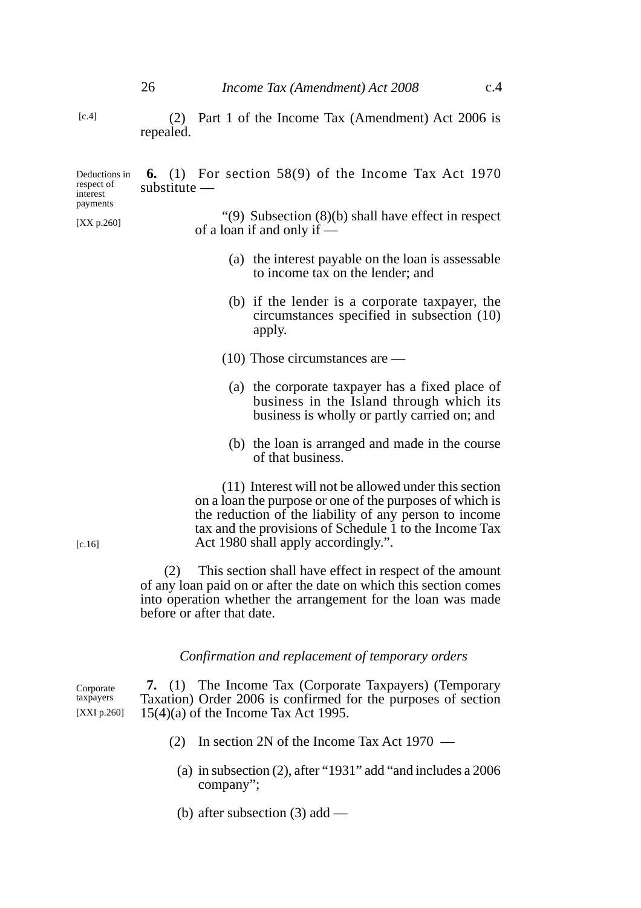[c.4]

(2) Part 1 of the Income Tax (Amendment) Act 2006 is repealed.

Deductions in respect of interest payments

[XX p.260]

**6.** (1) For section 58(9) of the Income Tax Act 1970 substitute —

"(9) Subsection (8)(b) shall have effect in respect of a loan if and only if —

(a) the interest payable on the loan is assessable to income tax on the lender; and

(b) if the lender is a corporate taxpayer, the circumstances specified in subsection (10) apply.

(10) Those circumstances are —

(a) the corporate taxpayer has a fixed place of business in the Island through which its business is wholly or partly carried on; and

(b) the loan is arranged and made in the course of that business.

(11) Interest will not be allowed under this section on a loan the purpose or one of the purposes of which is the reduction of the liability of any person to income tax and the provisions of Schedule 1 to the Income Tax Act 1980 shall apply accordingly.".

[c.16]

(2) This section shall have effect in respect of the amount of any loan paid on or after the date on which this section comes into operation whether the arrangement for the loan was made before or after that date.

*Confirmation and replacement of temporary orders*

Corporate taxpayers

[XXI p.260]

**7.** (1) The Income Tax (Corporate Taxpayers) (Temporary Taxation) Order 2006 is confirmed for the purposes of section 15(4)(a) of the Income Tax Act 1995.

(2) In section 2N of the Income Tax Act 1970 —

(a) in subsection (2), after "1931" add "and includes a 2006 company";

(b) after subsection (3) add —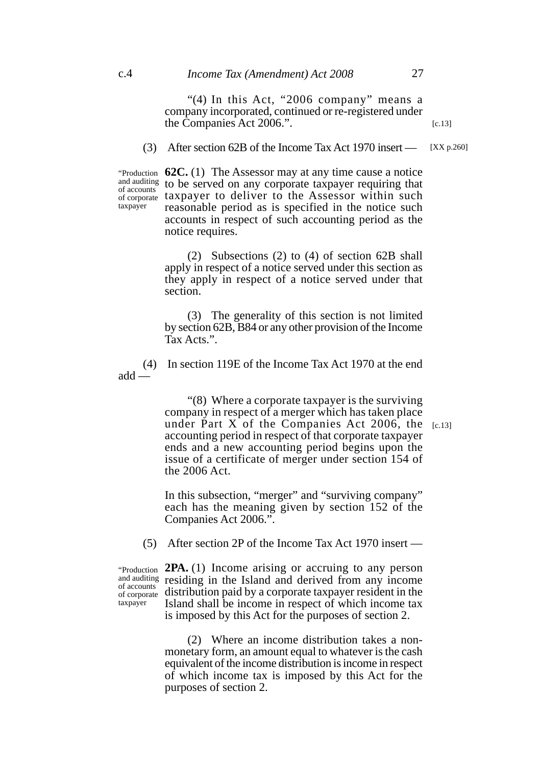"(4) In this Act, "2006 company" means a company incorporated, continued or re-registered under the Companies Act 2006.". [c.13]

(3) After section 62B of the Income Tax Act 1970 insert — [XX p.260]

"Production and auditing of accounts of corporate taxpayer

**62C.** (1) The Assessor may at any time cause a notice to be served on any corporate taxpayer requiring that taxpayer to deliver to the Assessor within such reasonable period as is specified in the notice such accounts in respect of such accounting period as the notice requires.

(2) Subsections (2) to (4) of section 62B shall apply in respect of a notice served under this section as they apply in respect of a notice served under that section.

(3) The generality of this section is not limited by section 62B, B84 or any other provision of the Income Tax Acts.".

(4) In section 119E of the Income Tax Act 1970 at the end add —

"(8) Where a corporate taxpayer is the surviving company in respect of a merger which has taken place under Part X of the Companies Act 2006, the accounting period in respect of that corporate taxpayer ends and a new accounting period begins upon the issue of a certificate of merger under section 154 of the 2006 Act. [c.13]

In this subsection, "merger" and "surviving company" each has the meaning given by section 152 of the Companies Act 2006.".

(5) After section 2P of the Income Tax Act 1970 insert —

"Production and auditing of accounts of corporate taxpayer

**2PA.** (1) Income arising or accruing to any person residing in the Island and derived from any income distribution paid by a corporate taxpayer resident in the Island shall be income in respect of which income tax is imposed by this Act for the purposes of section 2.

(2) Where an income distribution takes a non-monetary form, an amount equal to whatever is the cash equivalent of the income distribution is income in respect of which income tax is imposed by this Act for the purposes of section 2.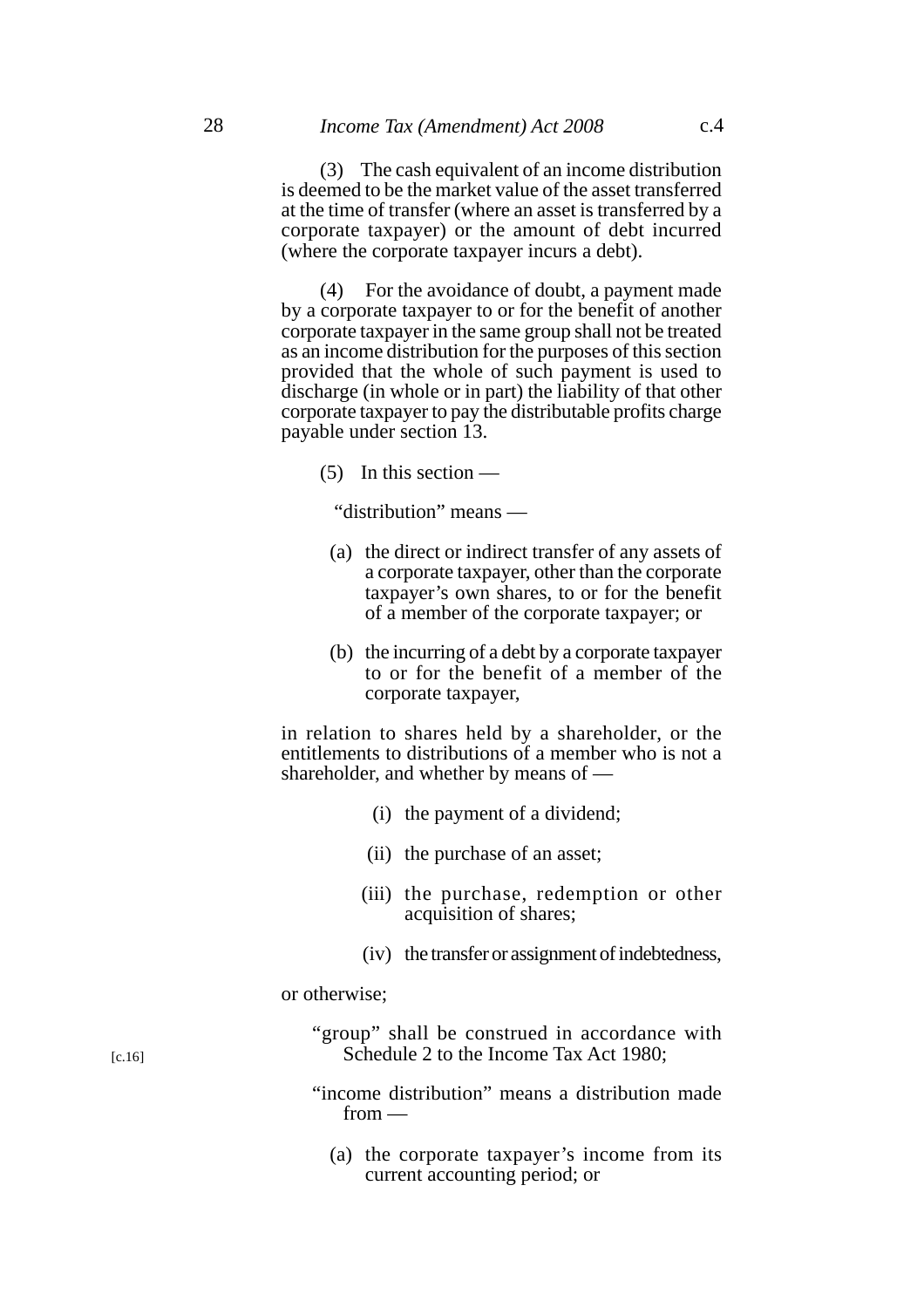(3) The cash equivalent of an income distribution is deemed to be the market value of the asset transferred at the time of transfer (where an asset is transferred by a corporate taxpayer) or the amount of debt incurred (where the corporate taxpayer incurs a debt).

(4) For the avoidance of doubt, a payment made by a corporate taxpayer to or for the benefit of another corporate taxpayer in the same group shall not be treated as an income distribution for the purposes of this section provided that the whole of such payment is used to discharge (in whole or in part) the liability of that other corporate taxpayer to pay the distributable profits charge payable under section 13.

(5) In this section —

"distribution" means —

(a) the direct or indirect transfer of any assets of a corporate taxpayer, other than the corporate taxpayer's own shares, to or for the benefit of a member of the corporate taxpayer; or

(b) the incurring of a debt by a corporate taxpayer to or for the benefit of a member of the corporate taxpayer,

in relation to shares held by a shareholder, or the entitlements to distributions of a member who is not a shareholder, and whether by means of —

(i) the payment of a dividend;

(ii) the purchase of an asset;

(iii) the purchase, redemption or other acquisition of shares;

(iv) the transfer or assignment of indebtedness,

or otherwise;

"group" shall be construed in accordance with Schedule 2 to the Income Tax Act 1980; [c.16]

"income distribution" means a distribution made from —

(a) the corporate taxpayer's income from its current accounting period; or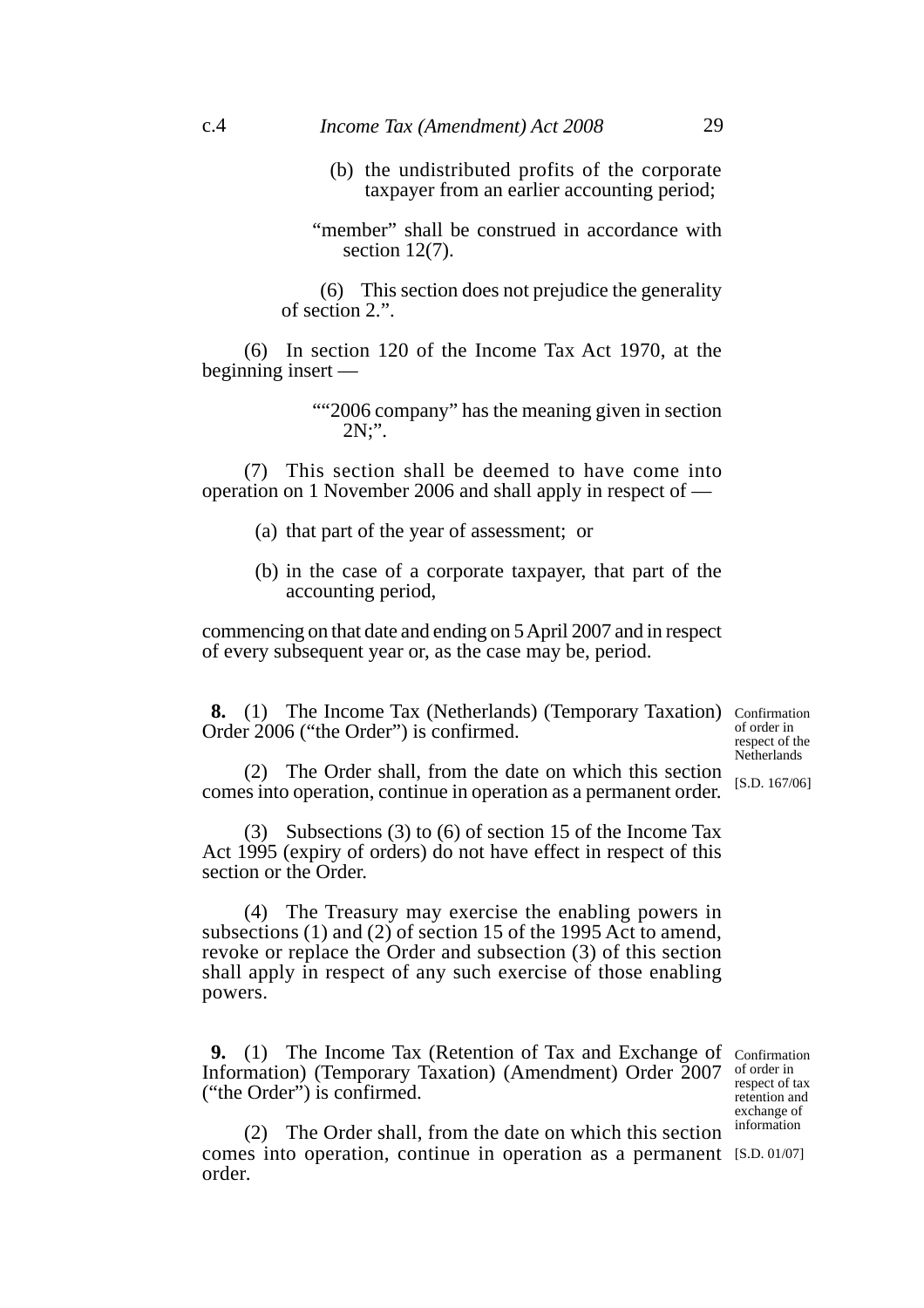(b) the undistributed profits of the corporate taxpayer from an earlier accounting period;

"member" shall be construed in accordance with section 12(7).

(6) This section does not prejudice the generality of section 2.".

(6) In section 120 of the Income Tax Act 1970, at the beginning insert —

""2006 company" has the meaning given in section 2N;".

(7) This section shall be deemed to have come into operation on 1 November 2006 and shall apply in respect of —

(a) that part of the year of assessment; or

(b) in the case of a corporate taxpayer, that part of the accounting period,

commencing on that date and ending on 5 April 2007 and in respect of every subsequent year or, as the case may be, period.

**8.** (1) The Income Tax (Netherlands) (Temporary Taxation) Order 2006 ("the Order") is confirmed.

*Confirmation of order in respect of the Netherlands*

[S.D. 167/06]

(2) The Order shall, from the date on which this section comes into operation, continue in operation as a permanent order.

(3) Subsections (3) to (6) of section 15 of the Income Tax Act 1995 (expiry of orders) do not have effect in respect of this section or the Order.

(4) The Treasury may exercise the enabling powers in subsections (1) and (2) of section 15 of the 1995 Act to amend, revoke or replace the Order and subsection (3) of this section shall apply in respect of any such exercise of those enabling powers.

**9.** (1) The Income Tax (Retention of Tax and Exchange of Information) (Temporary Taxation) (Amendment) Order 2007 ("the Order") is confirmed.

*Confirmation of order in respect of tax retention and exchange of information*

[S.D. 01/07]

(2) The Order shall, from the date on which this section comes into operation, continue in operation as a permanent order.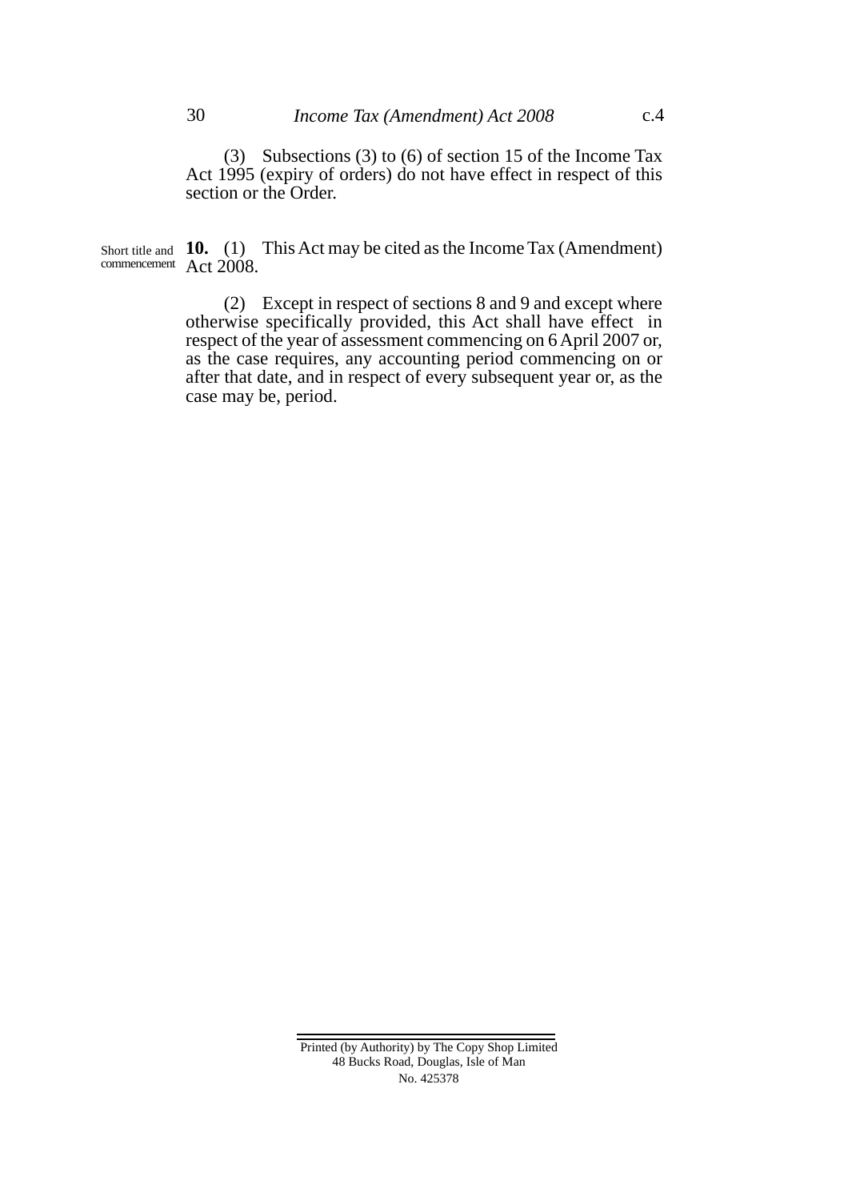(3) Subsections (3) to (6) of section 15 of the Income Tax Act 1995 (expiry of orders) do not have effect in respect of this section or the Order.

Short title and commencement

**10.** (1) This Act may be cited as the Income Tax (Amendment) Act 2008.

(2) Except in respect of sections 8 and 9 and except where otherwise specifically provided, this Act shall have effect in respect of the year of assessment commencing on 6 April 2007 or, as the case requires, any accounting period commencing on or after that date, and in respect of every subsequent year or, as the case may be, period.

Printed (by Authority) by The Copy Shop Limited
48 Bucks Road, Douglas, Isle of Man
No. 425378